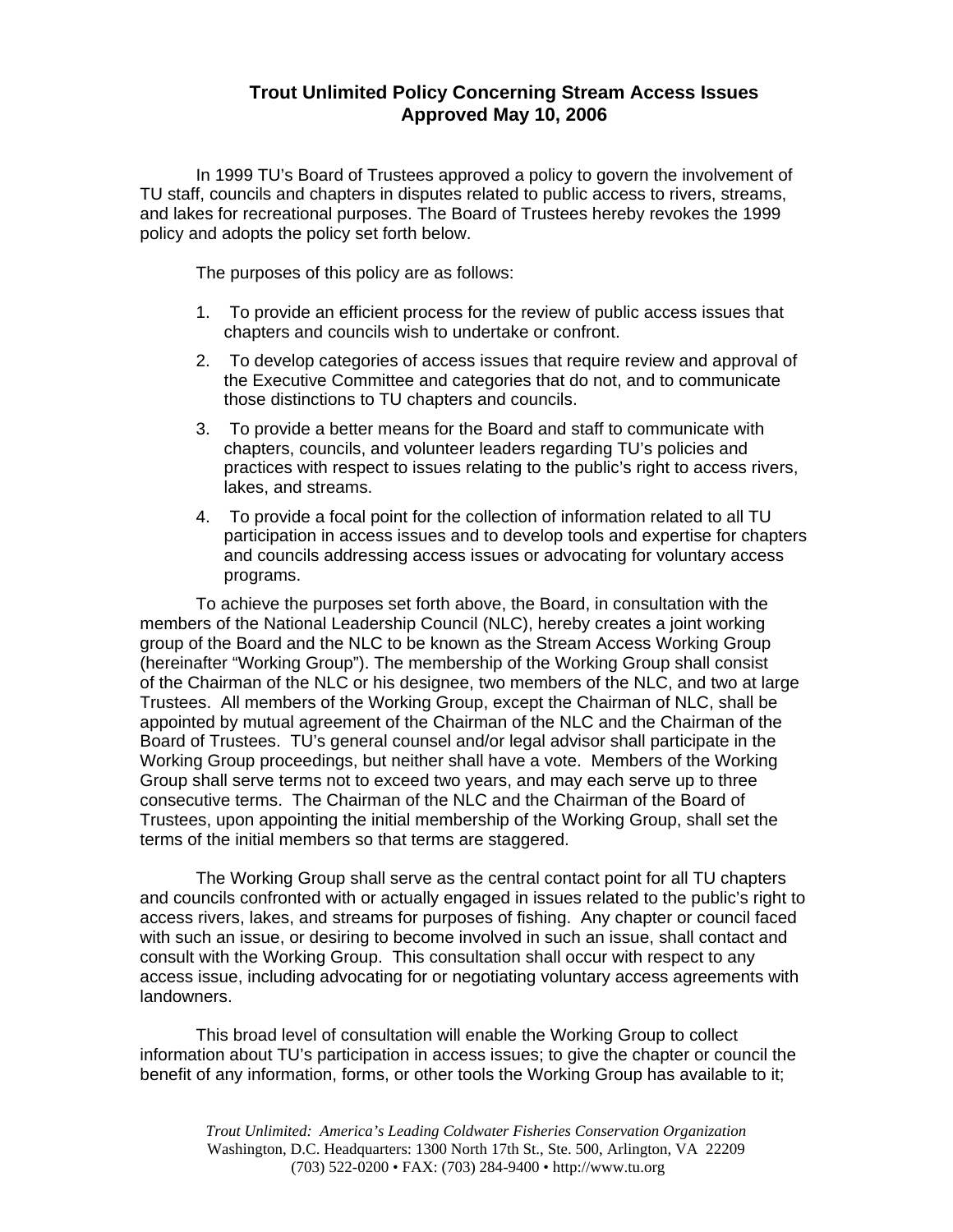# Trout Unlimited Policy Concerning Stream Access Issues
## Approved May 10, 2006

In 1999 TU's Board of Trustees approved a policy to govern the involvement of TU staff, councils and chapters in disputes related to public access to rivers, streams, and lakes for recreational purposes. The Board of Trustees hereby revokes the 1999 policy and adopts the policy set forth below.

The purposes of this policy are as follows:

1. To provide an efficient process for the review of public access issues that chapters and councils wish to undertake or confront.
2. To develop categories of access issues that require review and approval of the Executive Committee and categories that do not, and to communicate those distinctions to TU chapters and councils.
3. To provide a better means for the Board and staff to communicate with chapters, councils, and volunteer leaders regarding TU's policies and practices with respect to issues relating to the public's right to access rivers, lakes, and streams.
4. To provide a focal point for the collection of information related to all TU participation in access issues and to develop tools and expertise for chapters and councils addressing access issues or advocating for voluntary access programs.

To achieve the purposes set forth above, the Board, in consultation with the members of the National Leadership Council (NLC), hereby creates a joint working group of the Board and the NLC to be known as the Stream Access Working Group (hereinafter "Working Group"). The membership of the Working Group shall consist of the Chairman of the NLC or his designee, two members of the NLC, and two at large Trustees. All members of the Working Group, except the Chairman of NLC, shall be appointed by mutual agreement of the Chairman of the NLC and the Chairman of the Board of Trustees. TU's general counsel and/or legal advisor shall participate in the Working Group proceedings, but neither shall have a vote. Members of the Working Group shall serve terms not to exceed two years, and may each serve up to three consecutive terms. The Chairman of the NLC and the Chairman of the Board of Trustees, upon appointing the initial membership of the Working Group, shall set the terms of the initial members so that terms are staggered.

The Working Group shall serve as the central contact point for all TU chapters and councils confronted with or actually engaged in issues related to the public's right to access rivers, lakes, and streams for purposes of fishing. Any chapter or council faced with such an issue, or desiring to become involved in such an issue, shall contact and consult with the Working Group. This consultation shall occur with respect to any access issue, including advocating for or negotiating voluntary access agreements with landowners.

This broad level of consultation will enable the Working Group to collect information about TU's participation in access issues; to give the chapter or council the benefit of any information, forms, or other tools the Working Group has available to it;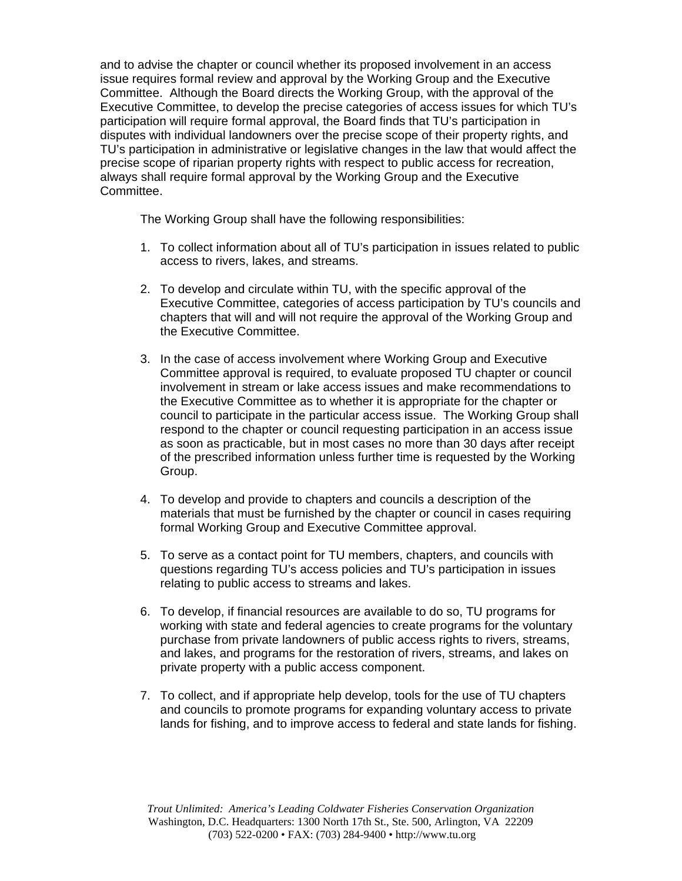and to advise the chapter or council whether its proposed involvement in an access issue requires formal review and approval by the Working Group and the Executive Committee. Although the Board directs the Working Group, with the approval of the Executive Committee, to develop the precise categories of access issues for which TU's participation will require formal approval, the Board finds that TU's participation in disputes with individual landowners over the precise scope of their property rights, and TU's participation in administrative or legislative changes in the law that would affect the precise scope of riparian property rights with respect to public access for recreation, always shall require formal approval by the Working Group and the Executive Committee.

The Working Group shall have the following responsibilities:

1. To collect information about all of TU's participation in issues related to public access to rivers, lakes, and streams.

2. To develop and circulate within TU, with the specific approval of the Executive Committee, categories of access participation by TU's councils and chapters that will and will not require the approval of the Working Group and the Executive Committee.

3. In the case of access involvement where Working Group and Executive Committee approval is required, to evaluate proposed TU chapter or council involvement in stream or lake access issues and make recommendations to the Executive Committee as to whether it is appropriate for the chapter or council to participate in the particular access issue. The Working Group shall respond to the chapter or council requesting participation in an access issue as soon as practicable, but in most cases no more than 30 days after receipt of the prescribed information unless further time is requested by the Working Group.

4. To develop and provide to chapters and councils a description of the materials that must be furnished by the chapter or council in cases requiring formal Working Group and Executive Committee approval.

5. To serve as a contact point for TU members, chapters, and councils with questions regarding TU's access policies and TU's participation in issues relating to public access to streams and lakes.

6. To develop, if financial resources are available to do so, TU programs for working with state and federal agencies to create programs for the voluntary purchase from private landowners of public access rights to rivers, streams, and lakes, and programs for the restoration of rivers, streams, and lakes on private property with a public access component.

7. To collect, and if appropriate help develop, tools for the use of TU chapters and councils to promote programs for expanding voluntary access to private lands for fishing, and to improve access to federal and state lands for fishing.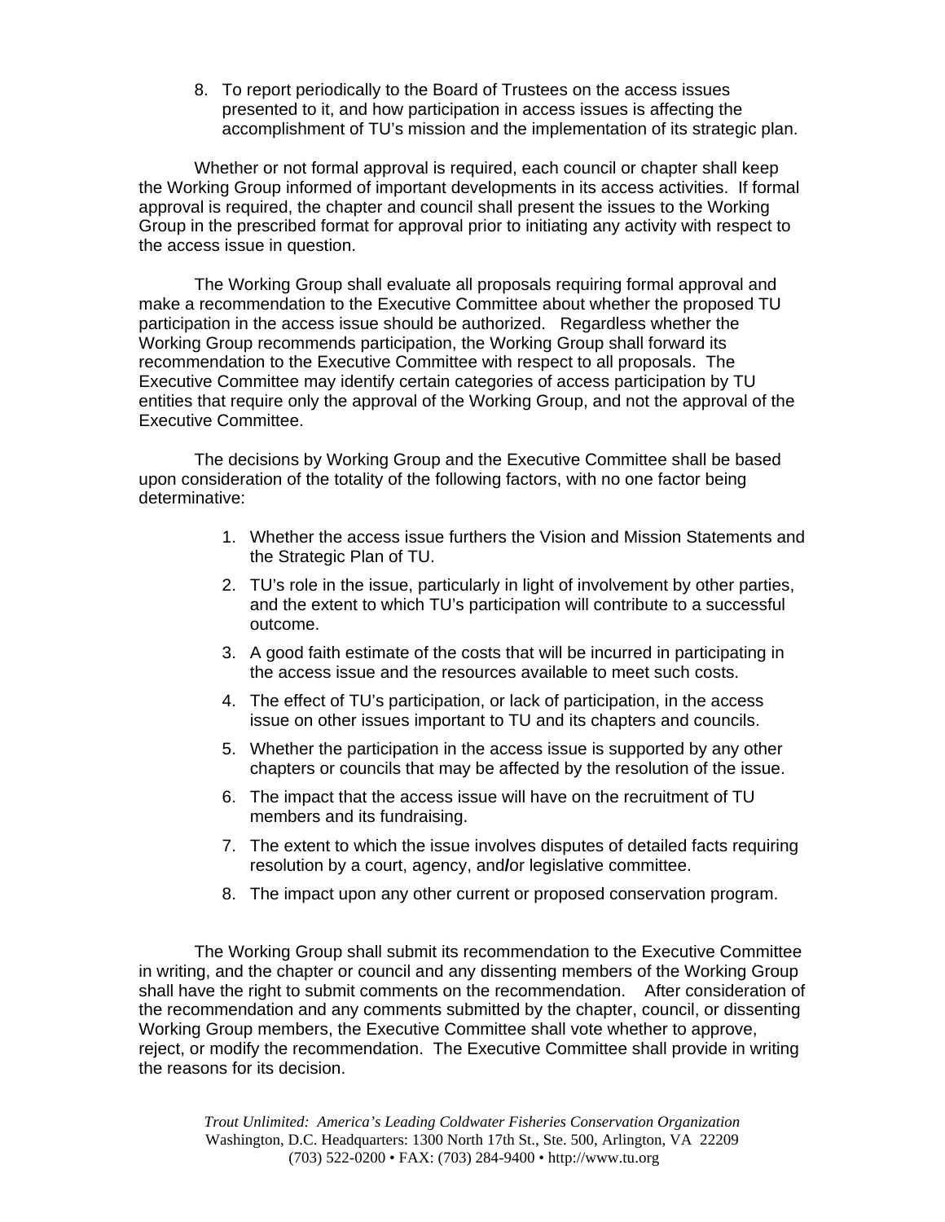8. To report periodically to the Board of Trustees on the access issues presented to it, and how participation in access issues is affecting the accomplishment of TU's mission and the implementation of its strategic plan.

Whether or not formal approval is required, each council or chapter shall keep the Working Group informed of important developments in its access activities. If formal approval is required, the chapter and council shall present the issues to the Working Group in the prescribed format for approval prior to initiating any activity with respect to the access issue in question.

The Working Group shall evaluate all proposals requiring formal approval and make a recommendation to the Executive Committee about whether the proposed TU participation in the access issue should be authorized. Regardless whether the Working Group recommends participation, the Working Group shall forward its recommendation to the Executive Committee with respect to all proposals. The Executive Committee may identify certain categories of access participation by TU entities that require only the approval of the Working Group, and not the approval of the Executive Committee.

The decisions by Working Group and the Executive Committee shall be based upon consideration of the totality of the following factors, with no one factor being determinative:

1. Whether the access issue furthers the Vision and Mission Statements and the Strategic Plan of TU.
2. TU's role in the issue, particularly in light of involvement by other parties, and the extent to which TU's participation will contribute to a successful outcome.
3. A good faith estimate of the costs that will be incurred in participating in the access issue and the resources available to meet such costs.
4. The effect of TU's participation, or lack of participation, in the access issue on other issues important to TU and its chapters and councils.
5. Whether the participation in the access issue is supported by any other chapters or councils that may be affected by the resolution of the issue.
6. The impact that the access issue will have on the recruitment of TU members and its fundraising.
7. The extent to which the issue involves disputes of detailed facts requiring resolution by a court, agency, and/or legislative committee.
8. The impact upon any other current or proposed conservation program.

The Working Group shall submit its recommendation to the Executive Committee in writing, and the chapter or council and any dissenting members of the Working Group shall have the right to submit comments on the recommendation. After consideration of the recommendation and any comments submitted by the chapter, council, or dissenting Working Group members, the Executive Committee shall vote whether to approve, reject, or modify the recommendation. The Executive Committee shall provide in writing the reasons for its decision.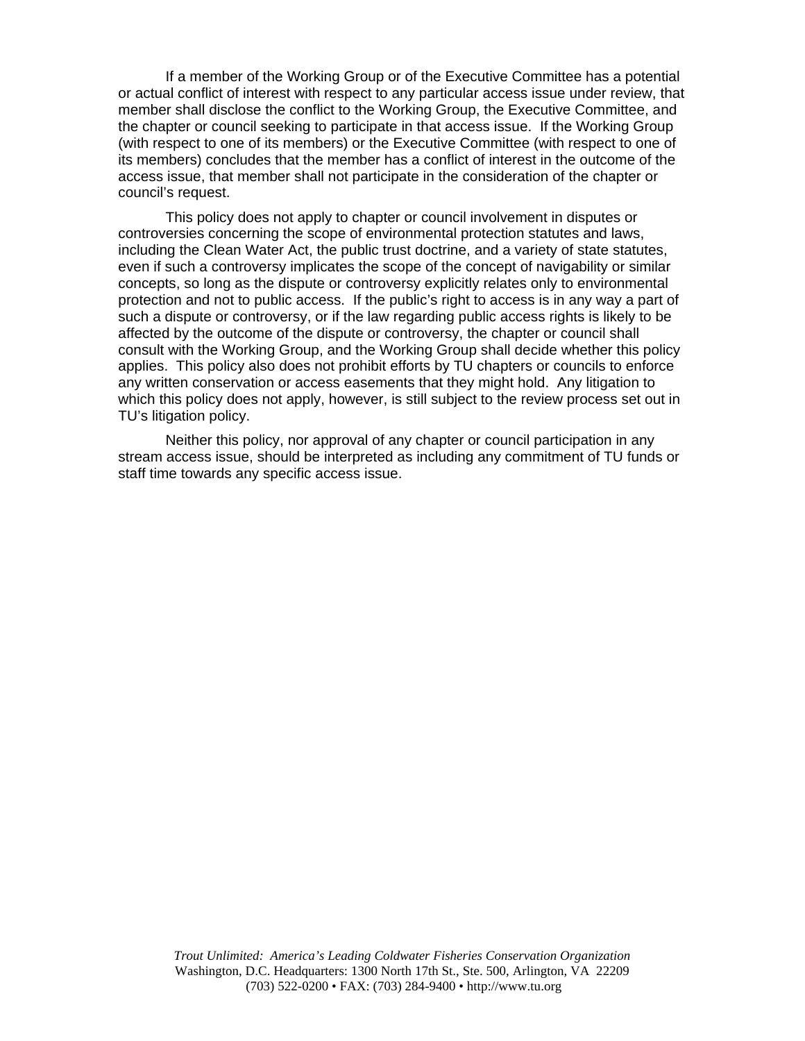If a member of the Working Group or of the Executive Committee has a potential or actual conflict of interest with respect to any particular access issue under review, that member shall disclose the conflict to the Working Group, the Executive Committee, and the chapter or council seeking to participate in that access issue. If the Working Group (with respect to one of its members) or the Executive Committee (with respect to one of its members) concludes that the member has a conflict of interest in the outcome of the access issue, that member shall not participate in the consideration of the chapter or council's request.

This policy does not apply to chapter or council involvement in disputes or controversies concerning the scope of environmental protection statutes and laws, including the Clean Water Act, the public trust doctrine, and a variety of state statutes, even if such a controversy implicates the scope of the concept of navigability or similar concepts, so long as the dispute or controversy explicitly relates only to environmental protection and not to public access. If the public's right to access is in any way a part of such a dispute or controversy, or if the law regarding public access rights is likely to be affected by the outcome of the dispute or controversy, the chapter or council shall consult with the Working Group, and the Working Group shall decide whether this policy applies. This policy also does not prohibit efforts by TU chapters or councils to enforce any written conservation or access easements that they might hold. Any litigation to which this policy does not apply, however, is still subject to the review process set out in TU's litigation policy.

Neither this policy, nor approval of any chapter or council participation in any stream access issue, should be interpreted as including any commitment of TU funds or staff time towards any specific access issue.